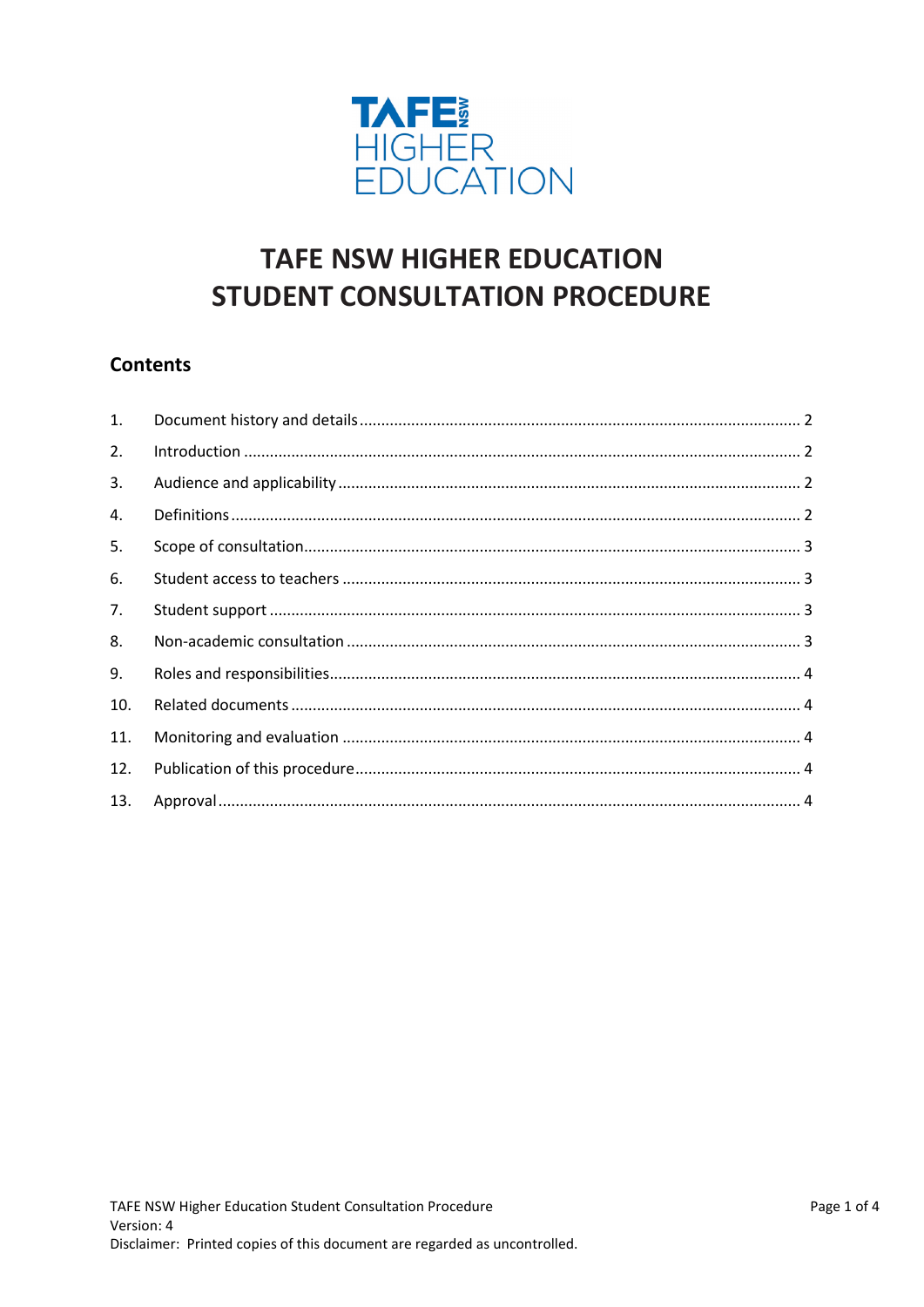# TAFE NSW HIGHER EDUCATION STUDENT CONSULTATION PROCEDURE

## Contents

1. Document history and details ........ 2
2. Introduction ........ 2
3. Audience and applicability ........ 2
4. Definitions ........ 2
5. Scope of consultation ........ 3
6. Student access to teachers ........ 3
7. Student support ........ 3
8. Non-academic consultation ........ 3
9. Roles and responsibilities ........ 4
10. Related documents ........ 4
11. Monitoring and evaluation ........ 4
12. Publication of this procedure ........ 4
13. Approval ........ 4

TAFE NSW Higher Education Student Consultation Procedure
Version: 4
Disclaimer: Printed copies of this document are regarded as uncontrolled.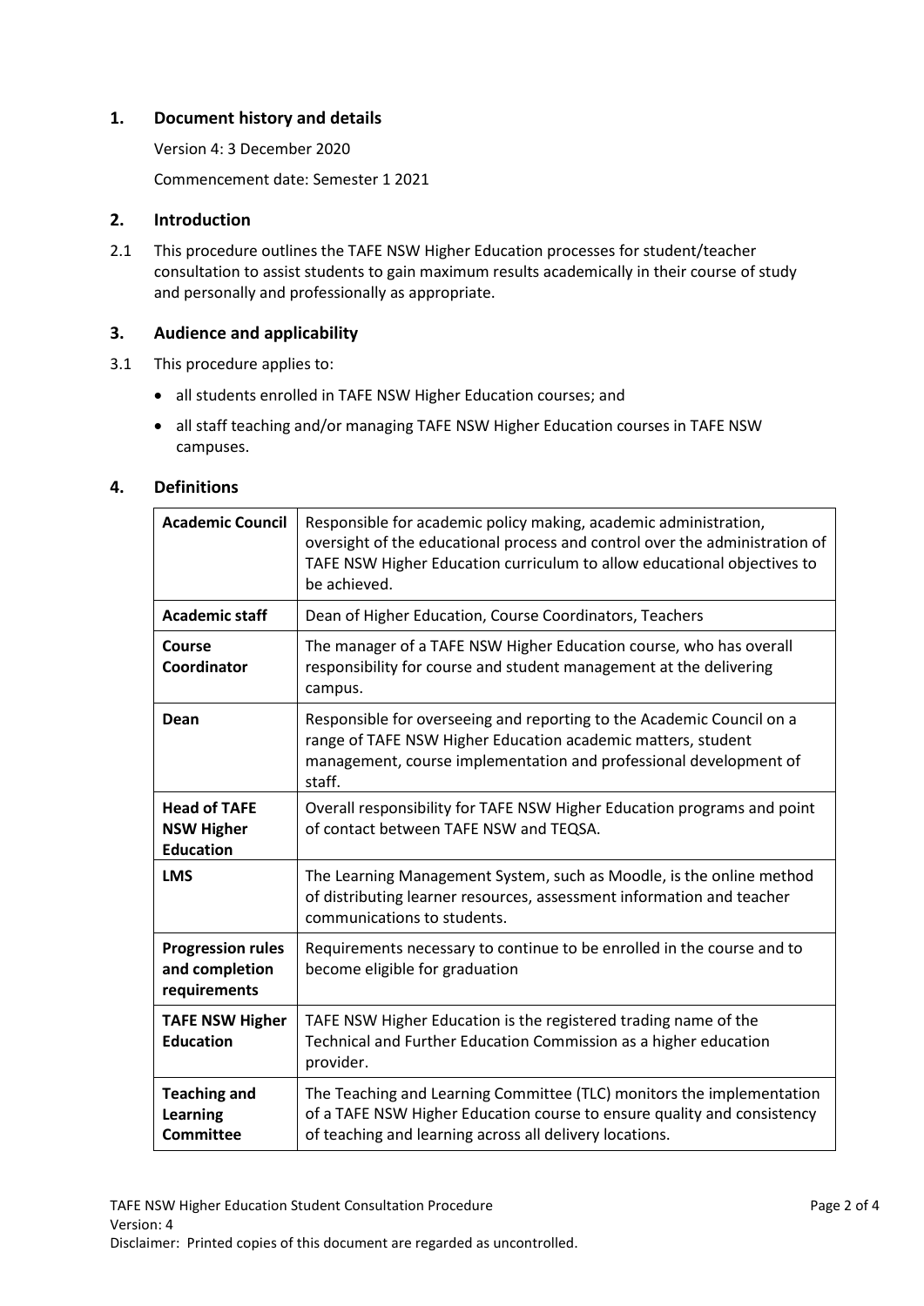## 1. Document history and details

Version 4: 3 December 2020

Commencement date: Semester 1 2021

## 2. Introduction

2.1 This procedure outlines the TAFE NSW Higher Education processes for student/teacher consultation to assist students to gain maximum results academically in their course of study and personally and professionally as appropriate.

## 3. Audience and applicability

3.1 This procedure applies to:

- all students enrolled in TAFE NSW Higher Education courses; and
- all staff teaching and/or managing TAFE NSW Higher Education courses in TAFE NSW campuses.

## 4. Definitions

| Term | Definition |
|---|---|
| **Academic Council** | Responsible for academic policy making, academic administration, oversight of the educational process and control over the administration of TAFE NSW Higher Education curriculum to allow educational objectives to be achieved. |
| **Academic staff** | Dean of Higher Education, Course Coordinators, Teachers |
| **Course Coordinator** | The manager of a TAFE NSW Higher Education course, who has overall responsibility for course and student management at the delivering campus. |
| **Dean** | Responsible for overseeing and reporting to the Academic Council on a range of TAFE NSW Higher Education academic matters, student management, course implementation and professional development of staff. |
| **Head of TAFE NSW Higher Education** | Overall responsibility for TAFE NSW Higher Education programs and point of contact between TAFE NSW and TEQSA. |
| **LMS** | The Learning Management System, such as Moodle, is the online method of distributing learner resources, assessment information and teacher communications to students. |
| **Progression rules and completion requirements** | Requirements necessary to continue to be enrolled in the course and to become eligible for graduation |
| **TAFE NSW Higher Education** | TAFE NSW Higher Education is the registered trading name of the Technical and Further Education Commission as a higher education provider. |
| **Teaching and Learning Committee** | The Teaching and Learning Committee (TLC) monitors the implementation of a TAFE NSW Higher Education course to ensure quality and consistency of teaching and learning across all delivery locations. |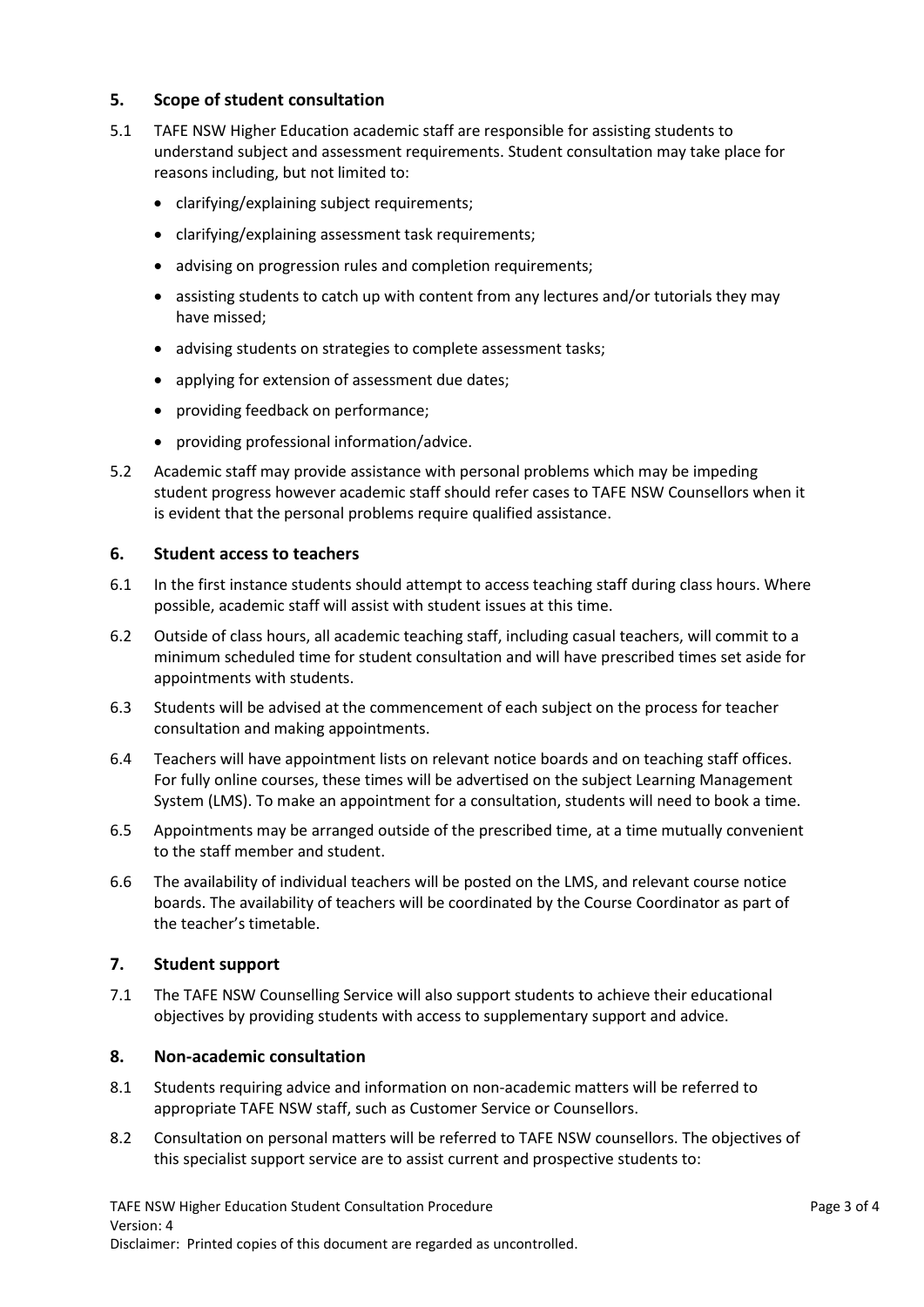## 5. Scope of student consultation

5.1 TAFE NSW Higher Education academic staff are responsible for assisting students to understand subject and assessment requirements. Student consultation may take place for reasons including, but not limited to:

- clarifying/explaining subject requirements;
- clarifying/explaining assessment task requirements;
- advising on progression rules and completion requirements;
- assisting students to catch up with content from any lectures and/or tutorials they may have missed;
- advising students on strategies to complete assessment tasks;
- applying for extension of assessment due dates;
- providing feedback on performance;
- providing professional information/advice.

5.2 Academic staff may provide assistance with personal problems which may be impeding student progress however academic staff should refer cases to TAFE NSW Counsellors when it is evident that the personal problems require qualified assistance.

## 6. Student access to teachers

6.1 In the first instance students should attempt to access teaching staff during class hours. Where possible, academic staff will assist with student issues at this time.

6.2 Outside of class hours, all academic teaching staff, including casual teachers, will commit to a minimum scheduled time for student consultation and will have prescribed times set aside for appointments with students.

6.3 Students will be advised at the commencement of each subject on the process for teacher consultation and making appointments.

6.4 Teachers will have appointment lists on relevant notice boards and on teaching staff offices. For fully online courses, these times will be advertised on the subject Learning Management System (LMS). To make an appointment for a consultation, students will need to book a time.

6.5 Appointments may be arranged outside of the prescribed time, at a time mutually convenient to the staff member and student.

6.6 The availability of individual teachers will be posted on the LMS, and relevant course notice boards. The availability of teachers will be coordinated by the Course Coordinator as part of the teacher's timetable.

## 7. Student support

7.1 The TAFE NSW Counselling Service will also support students to achieve their educational objectives by providing students with access to supplementary support and advice.

## 8. Non-academic consultation

8.1 Students requiring advice and information on non-academic matters will be referred to appropriate TAFE NSW staff, such as Customer Service or Counsellors.

8.2 Consultation on personal matters will be referred to TAFE NSW counsellors. The objectives of this specialist support service are to assist current and prospective students to: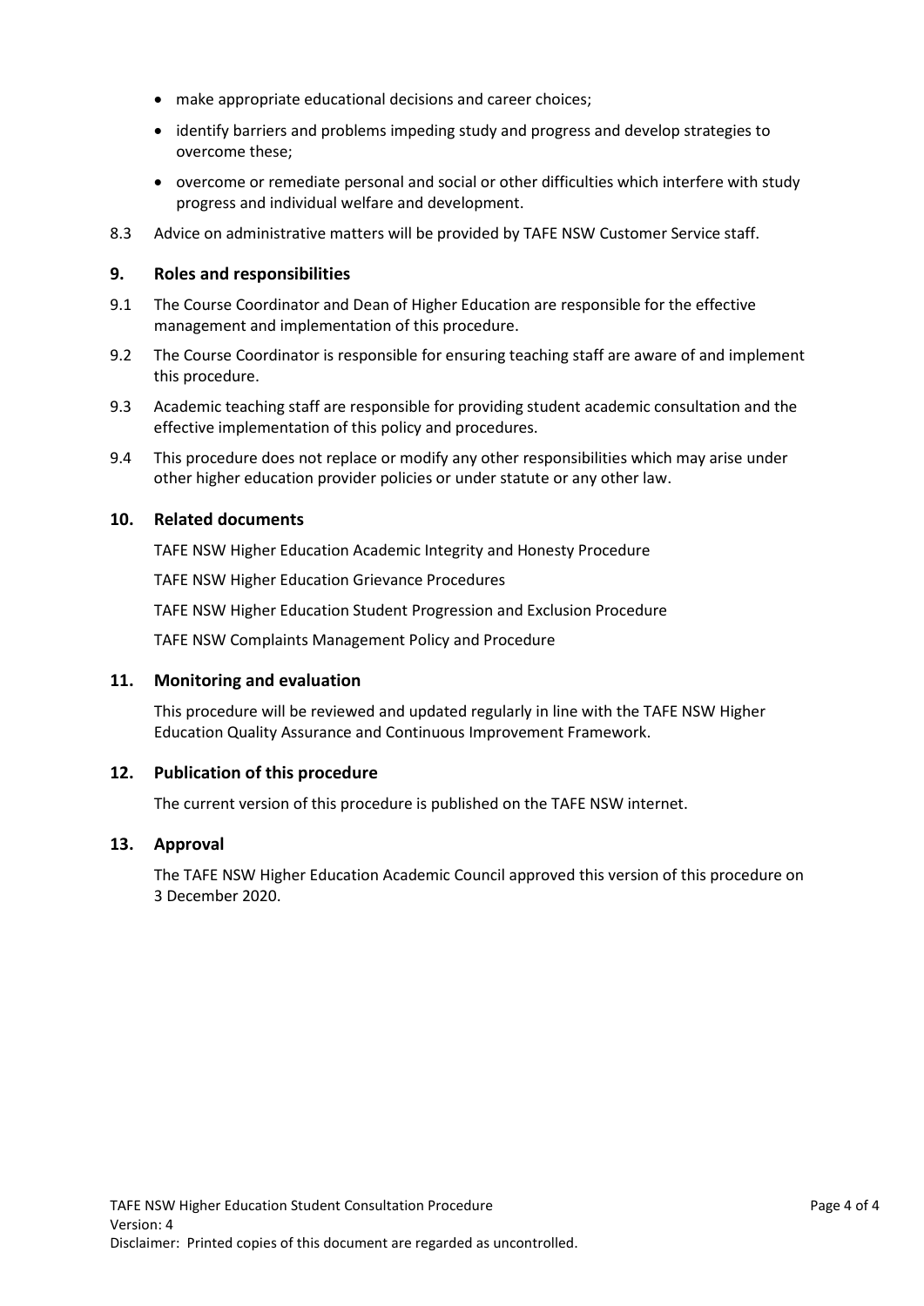- make appropriate educational decisions and career choices;
- identify barriers and problems impeding study and progress and develop strategies to overcome these;
- overcome or remediate personal and social or other difficulties which interfere with study progress and individual welfare and development.

8.3 Advice on administrative matters will be provided by TAFE NSW Customer Service staff.

## 9. Roles and responsibilities

9.1 The Course Coordinator and Dean of Higher Education are responsible for the effective management and implementation of this procedure.

9.2 The Course Coordinator is responsible for ensuring teaching staff are aware of and implement this procedure.

9.3 Academic teaching staff are responsible for providing student academic consultation and the effective implementation of this policy and procedures.

9.4 This procedure does not replace or modify any other responsibilities which may arise under other higher education provider policies or under statute or any other law.

## 10. Related documents

TAFE NSW Higher Education Academic Integrity and Honesty Procedure

TAFE NSW Higher Education Grievance Procedures

TAFE NSW Higher Education Student Progression and Exclusion Procedure

TAFE NSW Complaints Management Policy and Procedure

## 11. Monitoring and evaluation

This procedure will be reviewed and updated regularly in line with the TAFE NSW Higher Education Quality Assurance and Continuous Improvement Framework.

## 12. Publication of this procedure

The current version of this procedure is published on the TAFE NSW internet.

## 13. Approval

The TAFE NSW Higher Education Academic Council approved this version of this procedure on 3 December 2020.